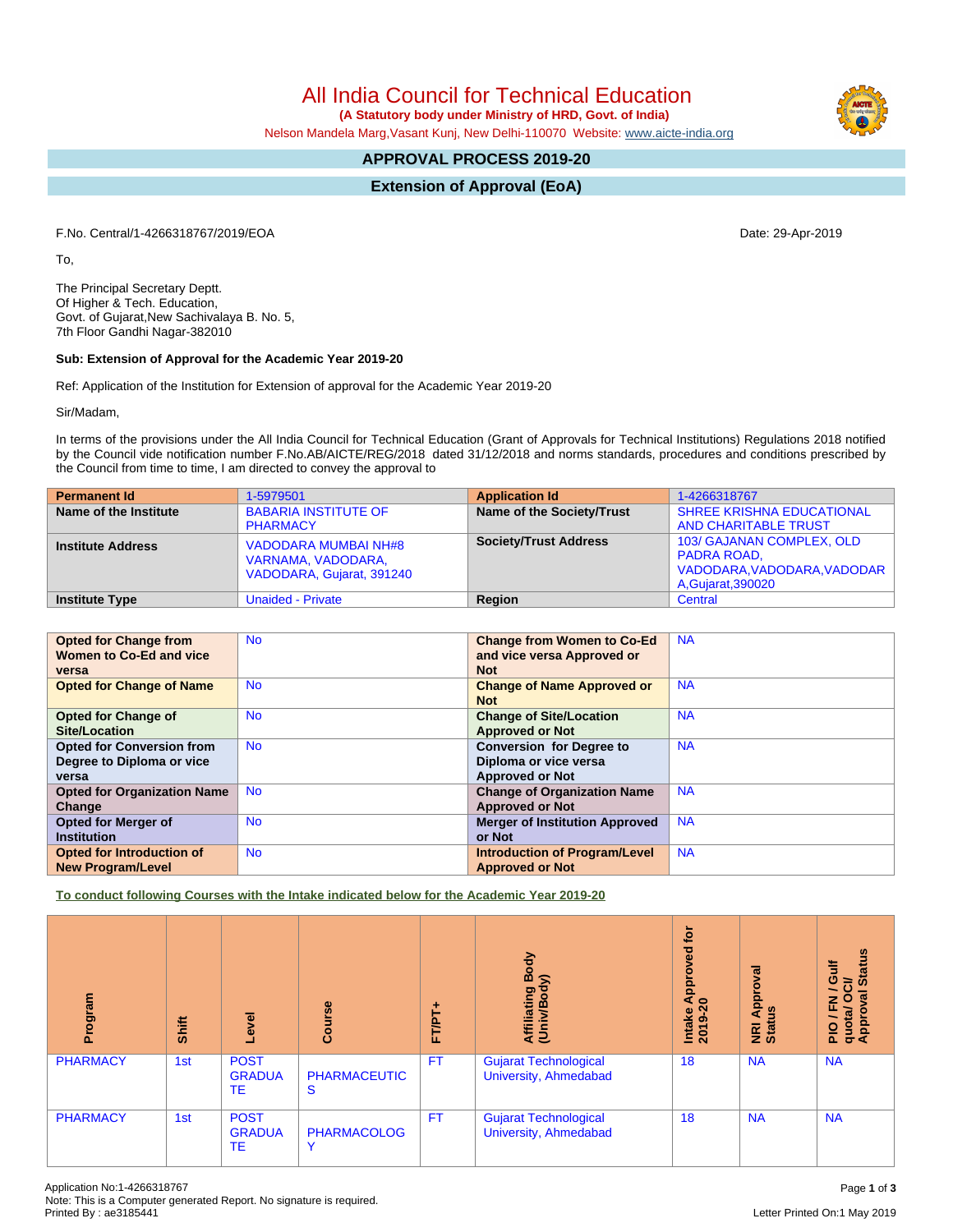# All India Council for Technical Education

**(A Statutory body under Ministry of HRD, Govt. of India)**

Nelson Mandela Marg,Vasant Kunj, New Delhi-110070 Website: www.aicte-india.org

## APPROVAL PROCESS 2019-20

## Extension of Approval (EoA)

F.No. Central/1-4266318767/2019/EOA

Date: 29-Apr-2019

To,

The Principal Secretary Deptt.
Of Higher & Tech. Education,
Govt. of Gujarat,New Sachivalaya B. No. 5,
7th Floor Gandhi Nagar-382010

**Sub: Extension of Approval for the Academic Year 2019-20**

Ref: Application of the Institution for Extension of approval for the Academic Year 2019-20

Sir/Madam,

In terms of the provisions under the All India Council for Technical Education (Grant of Approvals for Technical Institutions) Regulations 2018 notified by the Council vide notification number F.No.AB/AICTE/REG/2018 dated 31/12/2018 and norms standards, procedures and conditions prescribed by the Council from time to time, I am directed to convey the approval to

| **Permanent Id** | 1-5979501 | **Application Id** | 1-4266318767 |
|---|---|---|---|
| **Name of the Institute** | BABARIA INSTITUTE OF PHARMACY | **Name of the Society/Trust** | SHREE KRISHNA EDUCATIONAL AND CHARITABLE TRUST |
| **Institute Address** | VADODARA MUMBAI NH#8 VARNAMA, VADODARA, VADODARA, Gujarat, 391240 | **Society/Trust Address** | 103/ GAJANAN COMPLEX, OLD PADRA ROAD, VADODARA,VADODARA,VADODARA,Gujarat,390020 |
| **Institute Type** | Unaided - Private | **Region** | Central |

| **Opted for Change from Women to Co-Ed and vice versa** | No | **Change from Women to Co-Ed and vice versa Approved or Not** | NA |
|---|---|---|---|
| **Opted for Change of Name** | No | **Change of Name Approved or Not** | NA |
| **Opted for Change of Site/Location** | No | **Change of Site/Location Approved or Not** | NA |
| **Opted for Conversion from Degree to Diploma or vice versa** | No | **Conversion for Degree to Diploma or vice versa Approved or Not** | NA |
| **Opted for Organization Name Change** | No | **Change of Organization Name Approved or Not** | NA |
| **Opted for Merger of Institution** | No | **Merger of Institution Approved or Not** | NA |
| **Opted for Introduction of New Program/Level** | No | **Introduction of Program/Level Approved or Not** | NA |

**To conduct following Courses with the Intake indicated below for the Academic Year 2019-20**

| Program | Shift | Level | Course | FT/PT+ | Affiliating Body (Univ/Body) | Intake Approved for 2019-20 | NRI Approval Status | PIO / FN / Gulf quota/ OCI/ Approval Status |
|---|---|---|---|---|---|---|---|---|
| PHARMACY | 1st | POST GRADUATE | PHARMACEUTICS | FT | Gujarat Technological University, Ahmedabad | 18 | NA | NA |
| PHARMACY | 1st | POST GRADUATE | PHARMACOLOGY | FT | Gujarat Technological University, Ahmedabad | 18 | NA | NA |

Application No:1-4266318767
Note: This is a Computer generated Report. No signature is required.
Printed By : ae3185441

Letter Printed On:1 May 2019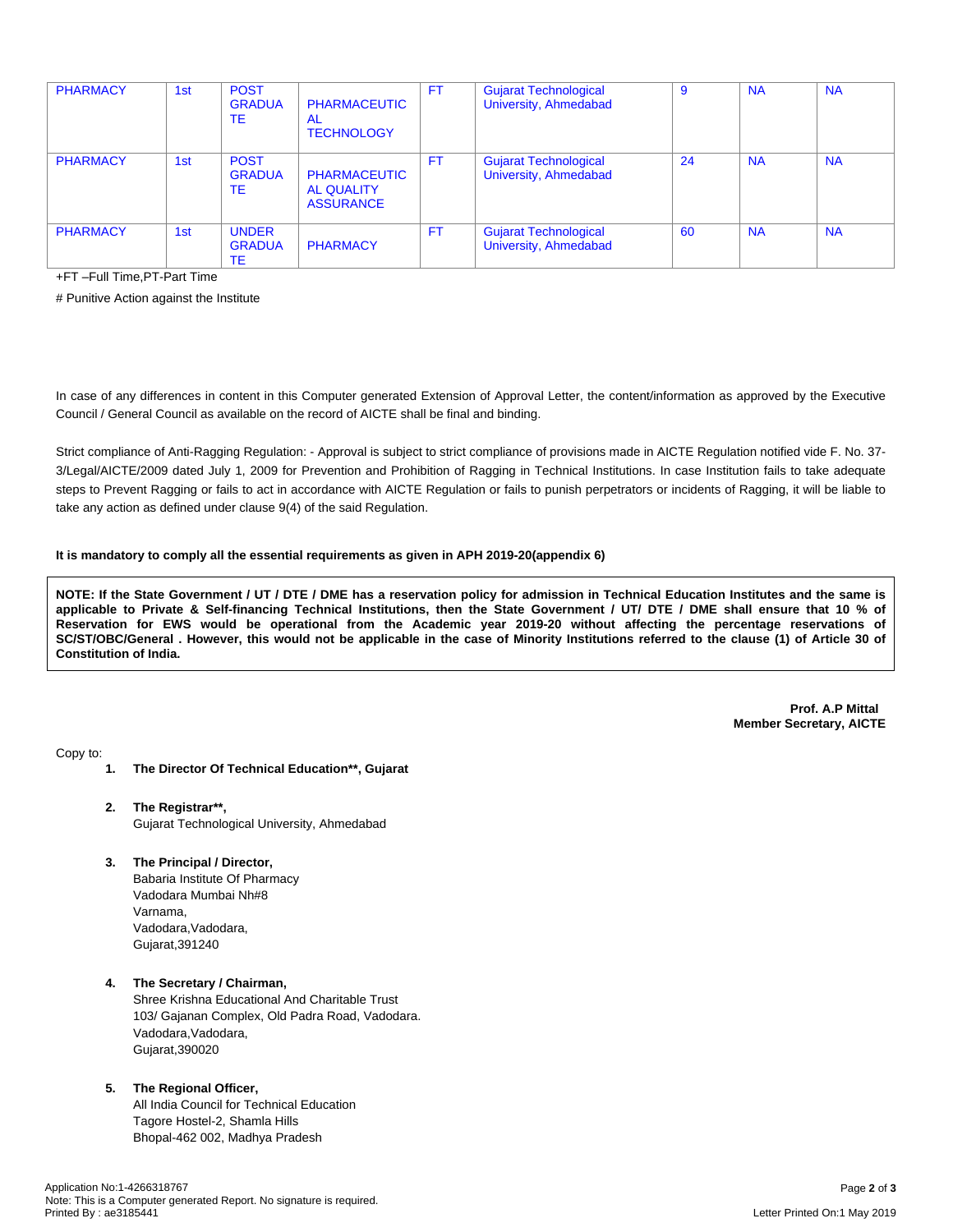| PHARMACY | 1st | POST GRADUATE | PHARMACEUTICAL TECHNOLOGY | FT | Gujarat Technological University, Ahmedabad | 9 | NA | NA |
|---|---|---|---|---|---|---|---|---|
| PHARMACY | 1st | POST GRADUATE | PHARMACEUTICAL QUALITY ASSURANCE | FT | Gujarat Technological University, Ahmedabad | 24 | NA | NA |
| PHARMACY | 1st | UNDER GRADUATE | PHARMACY | FT | Gujarat Technological University, Ahmedabad | 60 | NA | NA |

+FT –Full Time,PT-Part Time

# Punitive Action against the Institute

In case of any differences in content in this Computer generated Extension of Approval Letter, the content/information as approved by the Executive Council / General Council as available on the record of AICTE shall be final and binding.

Strict compliance of Anti-Ragging Regulation: - Approval is subject to strict compliance of provisions made in AICTE Regulation notified vide F. No. 37-3/Legal/AICTE/2009 dated July 1, 2009 for Prevention and Prohibition of Ragging in Technical Institutions. In case Institution fails to take adequate steps to Prevent Ragging or fails to act in accordance with AICTE Regulation or fails to punish perpetrators or incidents of Ragging, it will be liable to take any action as defined under clause 9(4) of the said Regulation.

**It is mandatory to comply all the essential requirements as given in APH 2019-20(appendix 6)**

**NOTE: If the State Government / UT / DTE / DME has a reservation policy for admission in Technical Education Institutes and the same is applicable to Private & Self-financing Technical Institutions, then the State Government / UT/ DTE / DME shall ensure that 10 % of Reservation for EWS would be operational from the Academic year 2019-20 without affecting the percentage reservations of SC/ST/OBC/General . However, this would not be applicable in the case of Minority Institutions referred to the clause (1) of Article 30 of Constitution of India.**

**Prof. A.P Mittal**
**Member Secretary, AICTE**

Copy to:

1. **The Director Of Technical Education\*\*, Gujarat**

2. **The Registrar\*\*,**
   Gujarat Technological University, Ahmedabad

3. **The Principal / Director,**
   Babaria Institute Of Pharmacy
   Vadodara Mumbai Nh#8
   Varnama,
   Vadodara,Vadodara,
   Gujarat,391240

4. **The Secretary / Chairman,**
   Shree Krishna Educational And Charitable Trust
   103/ Gajanan Complex, Old Padra Road, Vadodara.
   Vadodara,Vadodara,
   Gujarat,390020

5. **The Regional Officer,**
   All India Council for Technical Education
   Tagore Hostel-2, Shamla Hills
   Bhopal-462 002, Madhya Pradesh

Application No:1-4266318767
Note: This is a Computer generated Report. No signature is required.
Printed By : ae3185441
Letter Printed On:1 May 2019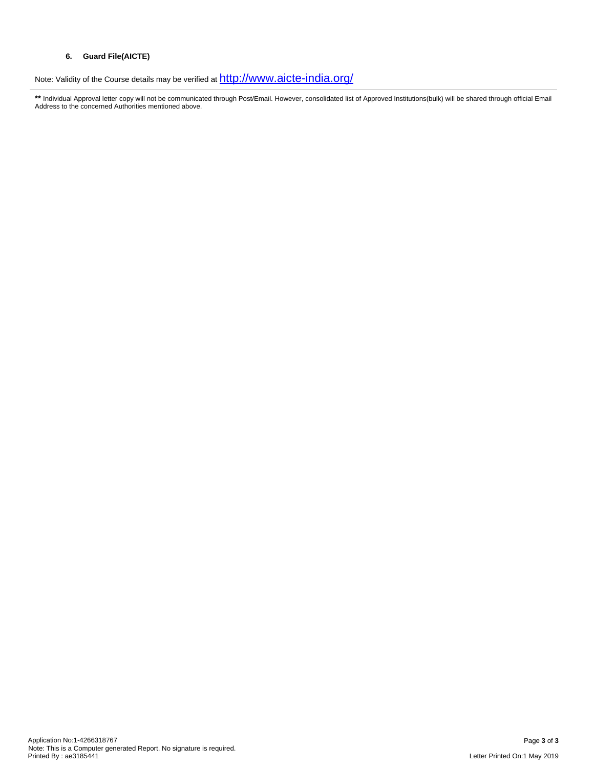6. **Guard File(AICTE)**

Note: Validity of the Course details may be verified at http://www.aicte-india.org/

---

**** Individual Approval letter copy will not be communicated through Post/Email. However, consolidated list of Approved Institutions(bulk) will be shared through official Email Address to the concerned Authorities mentioned above.

Application No:1-4266318767
Note: This is a Computer generated Report. No signature is required.
Printed By : ae3185441

Letter Printed On:1 May 2019